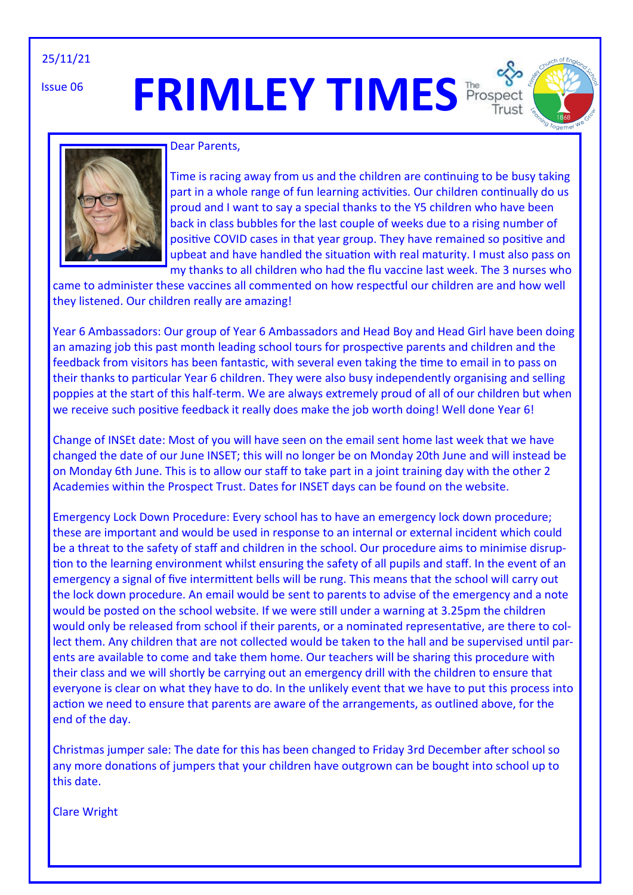25/11/21

Issue 06

# FRIMLEY TIMES

Dear Parents,

Time is racing away from us and the children are continuing to be busy taking part in a whole range of fun learning activities. Our children continually do us proud and I want to say a special thanks to the Y5 children who have been back in class bubbles for the last couple of weeks due to a rising number of positive COVID cases in that year group. They have remained so positive and upbeat and have handled the situation with real maturity. I must also pass on my thanks to all children who had the flu vaccine last week. The 3 nurses who came to administer these vaccines all commented on how respectful our children are and how well they listened. Our children really are amazing!

Year 6 Ambassadors: Our group of Year 6 Ambassadors and Head Boy and Head Girl have been doing an amazing job this past month leading school tours for prospective parents and children and the feedback from visitors has been fantastic, with several even taking the time to email in to pass on their thanks to particular Year 6 children. They were also busy independently organising and selling poppies at the start of this half-term. We are always extremely proud of all of our children but when we receive such positive feedback it really does make the job worth doing! Well done Year 6!

Change of INSEt date: Most of you will have seen on the email sent home last week that we have changed the date of our June INSET; this will no longer be on Monday 20th June and will instead be on Monday 6th June. This is to allow our staff to take part in a joint training day with the other 2 Academies within the Prospect Trust. Dates for INSET days can be found on the website.

Emergency Lock Down Procedure: Every school has to have an emergency lock down procedure; these are important and would be used in response to an internal or external incident which could be a threat to the safety of staff and children in the school. Our procedure aims to minimise disruption to the learning environment whilst ensuring the safety of all pupils and staff. In the event of an emergency a signal of five intermittent bells will be rung. This means that the school will carry out the lock down procedure. An email would be sent to parents to advise of the emergency and a note would be posted on the school website. If we were still under a warning at 3.25pm the children would only be released from school if their parents, or a nominated representative, are there to collect them. Any children that are not collected would be taken to the hall and be supervised until parents are available to come and take them home. Our teachers will be sharing this procedure with their class and we will shortly be carrying out an emergency drill with the children to ensure that everyone is clear on what they have to do. In the unlikely event that we have to put this process into action we need to ensure that parents are aware of the arrangements, as outlined above, for the end of the day.

Christmas jumper sale: The date for this has been changed to Friday 3rd December after school so any more donations of jumpers that your children have outgrown can be bought into school up to this date.

Clare Wright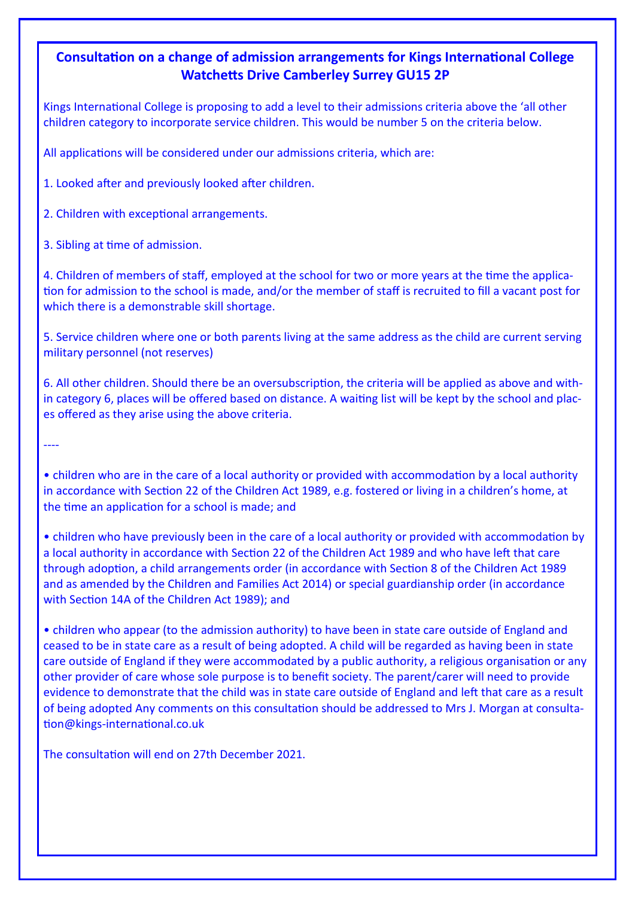## Consultation on a change of admission arrangements for Kings International College Watchetts Drive Camberley Surrey GU15 2P

Kings International College is proposing to add a level to their admissions criteria above the 'all other children category to incorporate service children. This would be number 5 on the criteria below.

All applications will be considered under our admissions criteria, which are:

1. Looked after and previously looked after children.

2. Children with exceptional arrangements.

3. Sibling at time of admission.

4. Children of members of staff, employed at the school for two or more years at the time the application for admission to the school is made, and/or the member of staff is recruited to fill a vacant post for which there is a demonstrable skill shortage.

5. Service children where one or both parents living at the same address as the child are current serving military personnel (not reserves)

6. All other children. Should there be an oversubscription, the criteria will be applied as above and within category 6, places will be offered based on distance. A waiting list will be kept by the school and places offered as they arise using the above criteria.

----

- children who are in the care of a local authority or provided with accommodation by a local authority in accordance with Section 22 of the Children Act 1989, e.g. fostered or living in a children's home, at the time an application for a school is made; and

- children who have previously been in the care of a local authority or provided with accommodation by a local authority in accordance with Section 22 of the Children Act 1989 and who have left that care through adoption, a child arrangements order (in accordance with Section 8 of the Children Act 1989 and as amended by the Children and Families Act 2014) or special guardianship order (in accordance with Section 14A of the Children Act 1989); and

- children who appear (to the admission authority) to have been in state care outside of England and ceased to be in state care as a result of being adopted. A child will be regarded as having been in state care outside of England if they were accommodated by a public authority, a religious organisation or any other provider of care whose sole purpose is to benefit society. The parent/carer will need to provide evidence to demonstrate that the child was in state care outside of England and left that care as a result of being adopted Any comments on this consultation should be addressed to Mrs J. Morgan at consultation@kings-international.co.uk

The consultation will end on 27th December 2021.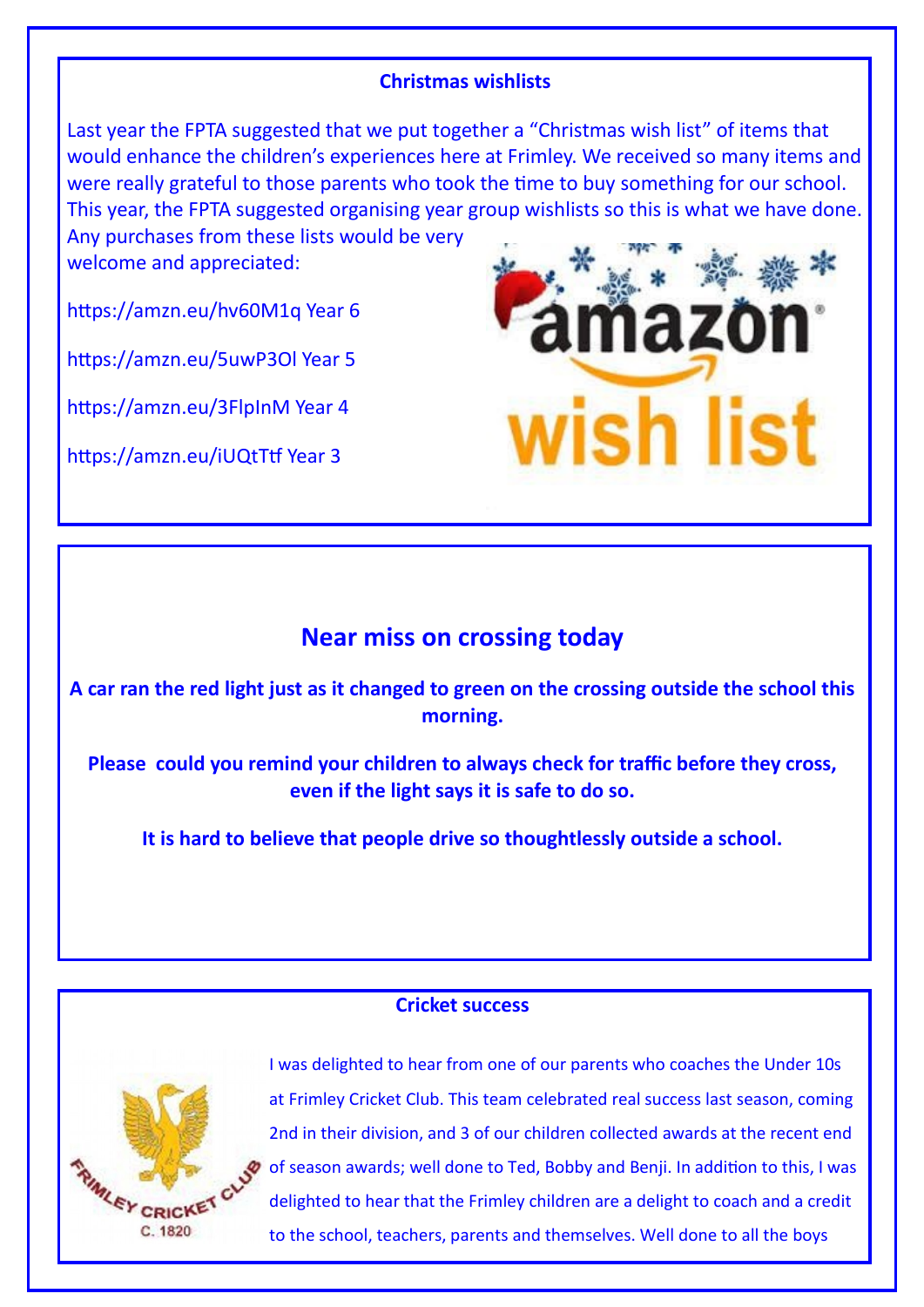## Christmas wishlists

Last year the FPTA suggested that we put together a "Christmas wish list" of items that would enhance the children's experiences here at Frimley. We received so many items and were really grateful to those parents who took the time to buy something for our school. This year, the FPTA suggested organising year group wishlists so this is what we have done. Any purchases from these lists would be very welcome and appreciated:

https://amzn.eu/hv60M1q Year 6

https://amzn.eu/5uwP3Ol Year 5

https://amzn.eu/3FlpInM Year 4

https://amzn.eu/iUQtTtf Year 3

## Near miss on crossing today

**A car ran the red light just as it changed to green on the crossing outside the school this morning.**

**Please could you remind your children to always check for traffic before they cross, even if the light says it is safe to do so.**

**It is hard to believe that people drive so thoughtlessly outside a school.**

## Cricket success

I was delighted to hear from one of our parents who coaches the Under 10s at Frimley Cricket Club. This team celebrated real success last season, coming 2nd in their division, and 3 of our children collected awards at the recent end of season awards; well done to Ted, Bobby and Benji. In addition to this, I was delighted to hear that the Frimley children are a delight to coach and a credit to the school, teachers, parents and themselves. Well done to all the boys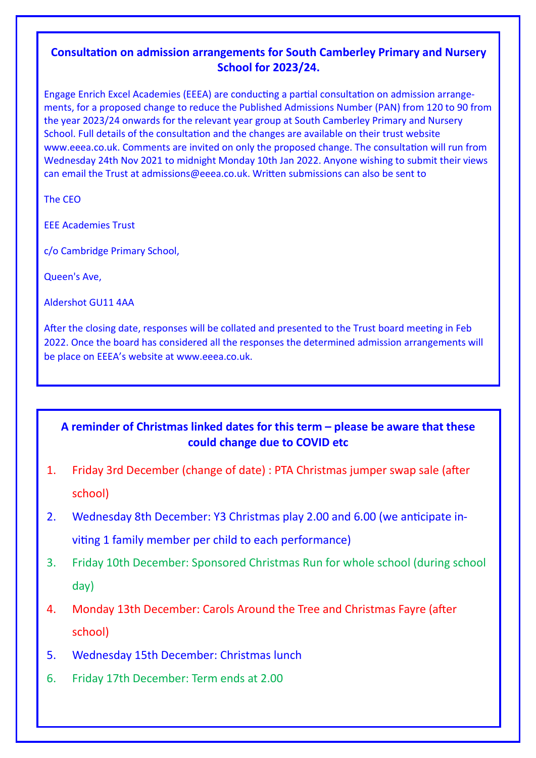## Consultation on admission arrangements for South Camberley Primary and Nursery School for 2023/24.

Engage Enrich Excel Academies (EEEA) are conducting a partial consultation on admission arrangements, for a proposed change to reduce the Published Admissions Number (PAN) from 120 to 90 from the year 2023/24 onwards for the relevant year group at South Camberley Primary and Nursery School. Full details of the consultation and the changes are available on their trust website www.eeea.co.uk. Comments are invited on only the proposed change. The consultation will run from Wednesday 24th Nov 2021 to midnight Monday 10th Jan 2022. Anyone wishing to submit their views can email the Trust at admissions@eeea.co.uk. Written submissions can also be sent to

The CEO

EEE Academies Trust

c/o Cambridge Primary School,

Queen's Ave,

Aldershot GU11 4AA

After the closing date, responses will be collated and presented to the Trust board meeting in Feb 2022. Once the board has considered all the responses the determined admission arrangements will be place on EEEA's website at www.eeea.co.uk.

## A reminder of Christmas linked dates for this term – please be aware that these could change due to COVID etc

1. Friday 3rd December (change of date) : PTA Christmas jumper swap sale (after school)
2. Wednesday 8th December: Y3 Christmas play 2.00 and 6.00 (we anticipate inviting 1 family member per child to each performance)
3. Friday 10th December: Sponsored Christmas Run for whole school (during school day)
4. Monday 13th December: Carols Around the Tree and Christmas Fayre (after school)
5. Wednesday 15th December: Christmas lunch
6. Friday 17th December: Term ends at 2.00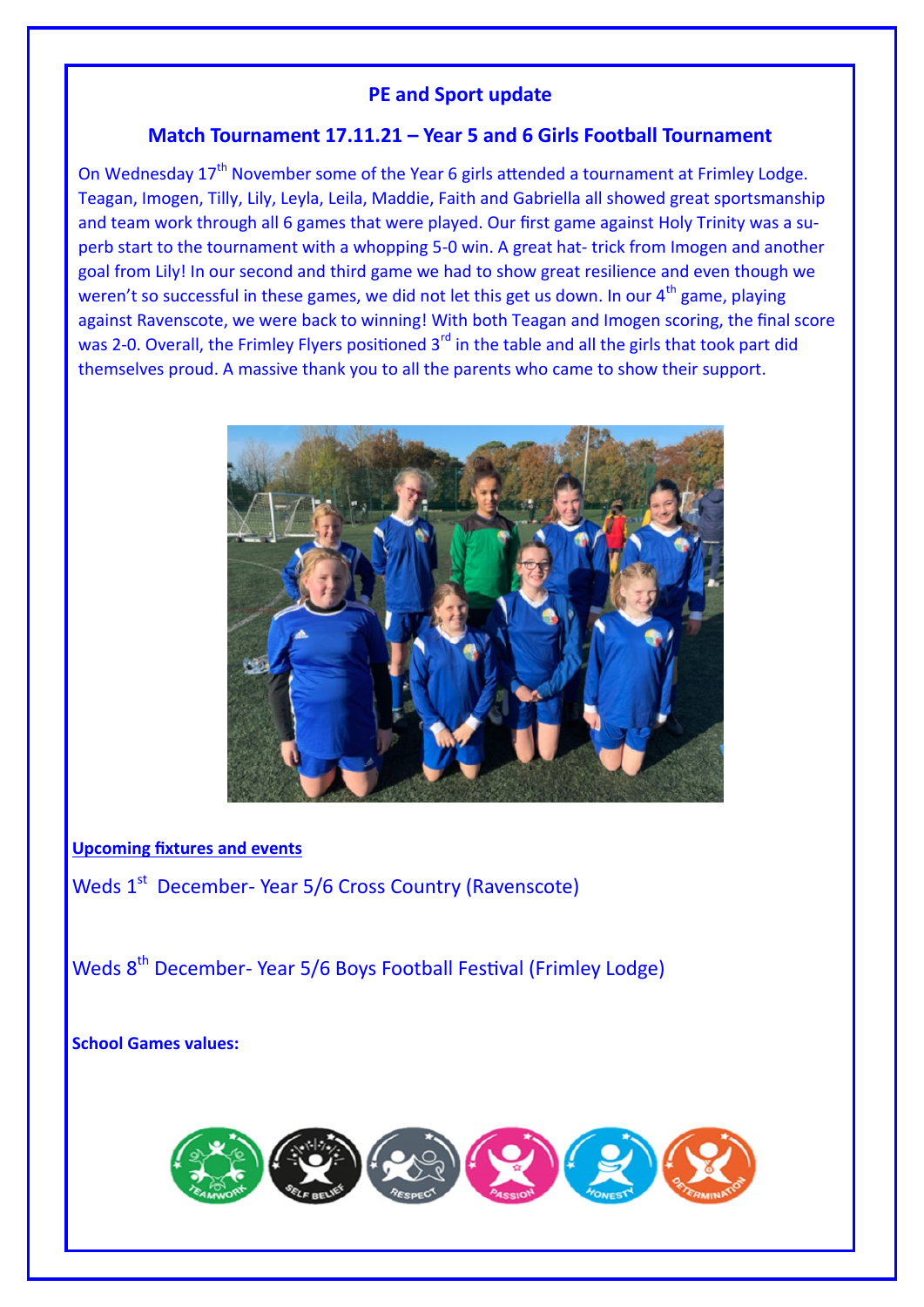## PE and Sport update

### Match Tournament 17.11.21 – Year 5 and 6 Girls Football Tournament

On Wednesday 17th November some of the Year 6 girls attended a tournament at Frimley Lodge. Teagan, Imogen, Tilly, Lily, Leyla, Leila, Maddie, Faith and Gabriella all showed great sportsmanship and team work through all 6 games that were played. Our first game against Holy Trinity was a superb start to the tournament with a whopping 5-0 win. A great hat- trick from Imogen and another goal from Lily! In our second and third game we had to show great resilience and even though we weren't so successful in these games, we did not let this get us down. In our 4th game, playing against Ravenscote, we were back to winning! With both Teagan and Imogen scoring, the final score was 2-0. Overall, the Frimley Flyers positioned 3rd in the table and all the girls that took part did themselves proud. A massive thank you to all the parents who came to show their support.

**Upcoming fixtures and events**

Weds 1st December- Year 5/6 Cross Country (Ravenscote)

Weds 8th December- Year 5/6 Boys Football Festival (Frimley Lodge)

**School Games values:**

TEAMWORK SELF BELIEF RESPECT PASSION HONESTY DETERMINATION